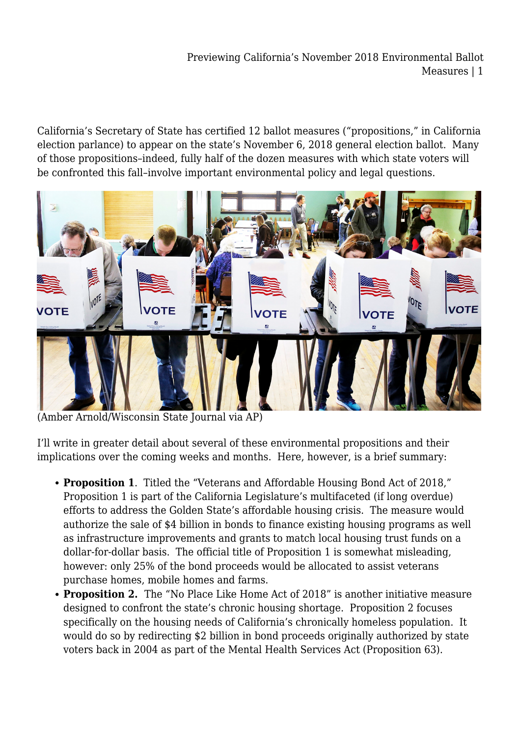California's Secretary of State has certified 12 ballot measures ("propositions," in California election parlance) to appear on the state's November 6, 2018 general election ballot. Many of those propositions–indeed, fully half of the dozen measures with which state voters will be confronted this fall–involve important environmental policy and legal questions.

(Amber Arnold/Wisconsin State Journal via AP)

I'll write in greater detail about several of these environmental propositions and their implications over the coming weeks and months. Here, however, is a brief summary:

- **Proposition 1**. Titled the "Veterans and Affordable Housing Bond Act of 2018," Proposition 1 is part of the California Legislature's multifaceted (if long overdue) efforts to address the Golden State's affordable housing crisis. The measure would authorize the sale of $4 billion in bonds to finance existing housing programs as well as infrastructure improvements and grants to match local housing trust funds on a dollar-for-dollar basis. The official title of Proposition 1 is somewhat misleading, however: only 25% of the bond proceeds would be allocated to assist veterans purchase homes, mobile homes and farms.
- **Proposition 2.** The "No Place Like Home Act of 2018" is another initiative measure designed to confront the state's chronic housing shortage. Proposition 2 focuses specifically on the housing needs of California's chronically homeless population. It would do so by redirecting $2 billion in bond proceeds originally authorized by state voters back in 2004 as part of the Mental Health Services Act (Proposition 63).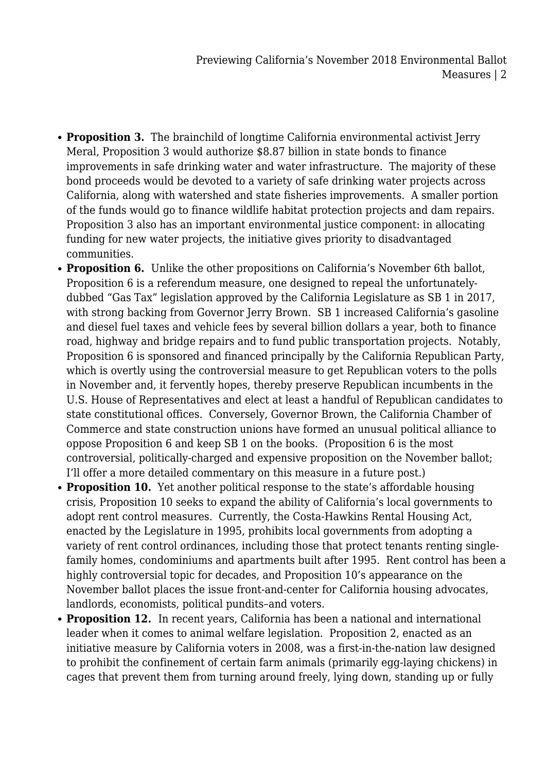- **Proposition 3.** The brainchild of longtime California environmental activist Jerry Meral, Proposition 3 would authorize $8.87 billion in state bonds to finance improvements in safe drinking water and water infrastructure. The majority of these bond proceeds would be devoted to a variety of safe drinking water projects across California, along with watershed and state fisheries improvements. A smaller portion of the funds would go to finance wildlife habitat protection projects and dam repairs. Proposition 3 also has an important environmental justice component: in allocating funding for new water projects, the initiative gives priority to disadvantaged communities.
- **Proposition 6.** Unlike the other propositions on California's November 6th ballot, Proposition 6 is a referendum measure, one designed to repeal the unfortunately-dubbed "Gas Tax" legislation approved by the California Legislature as SB 1 in 2017, with strong backing from Governor Jerry Brown. SB 1 increased California's gasoline and diesel fuel taxes and vehicle fees by several billion dollars a year, both to finance road, highway and bridge repairs and to fund public transportation projects. Notably, Proposition 6 is sponsored and financed principally by the California Republican Party, which is overtly using the controversial measure to get Republican voters to the polls in November and, it fervently hopes, thereby preserve Republican incumbents in the U.S. House of Representatives and elect at least a handful of Republican candidates to state constitutional offices. Conversely, Governor Brown, the California Chamber of Commerce and state construction unions have formed an unusual political alliance to oppose Proposition 6 and keep SB 1 on the books. (Proposition 6 is the most controversial, politically-charged and expensive proposition on the November ballot; I'll offer a more detailed commentary on this measure in a future post.)
- **Proposition 10.** Yet another political response to the state's affordable housing crisis, Proposition 10 seeks to expand the ability of California's local governments to adopt rent control measures. Currently, the Costa-Hawkins Rental Housing Act, enacted by the Legislature in 1995, prohibits local governments from adopting a variety of rent control ordinances, including those that protect tenants renting single-family homes, condominiums and apartments built after 1995. Rent control has been a highly controversial topic for decades, and Proposition 10's appearance on the November ballot places the issue front-and-center for California housing advocates, landlords, economists, political pundits–and voters.
- **Proposition 12.** In recent years, California has been a national and international leader when it comes to animal welfare legislation. Proposition 2, enacted as an initiative measure by California voters in 2008, was a first-in-the-nation law designed to prohibit the confinement of certain farm animals (primarily egg-laying chickens) in cages that prevent them from turning around freely, lying down, standing up or fully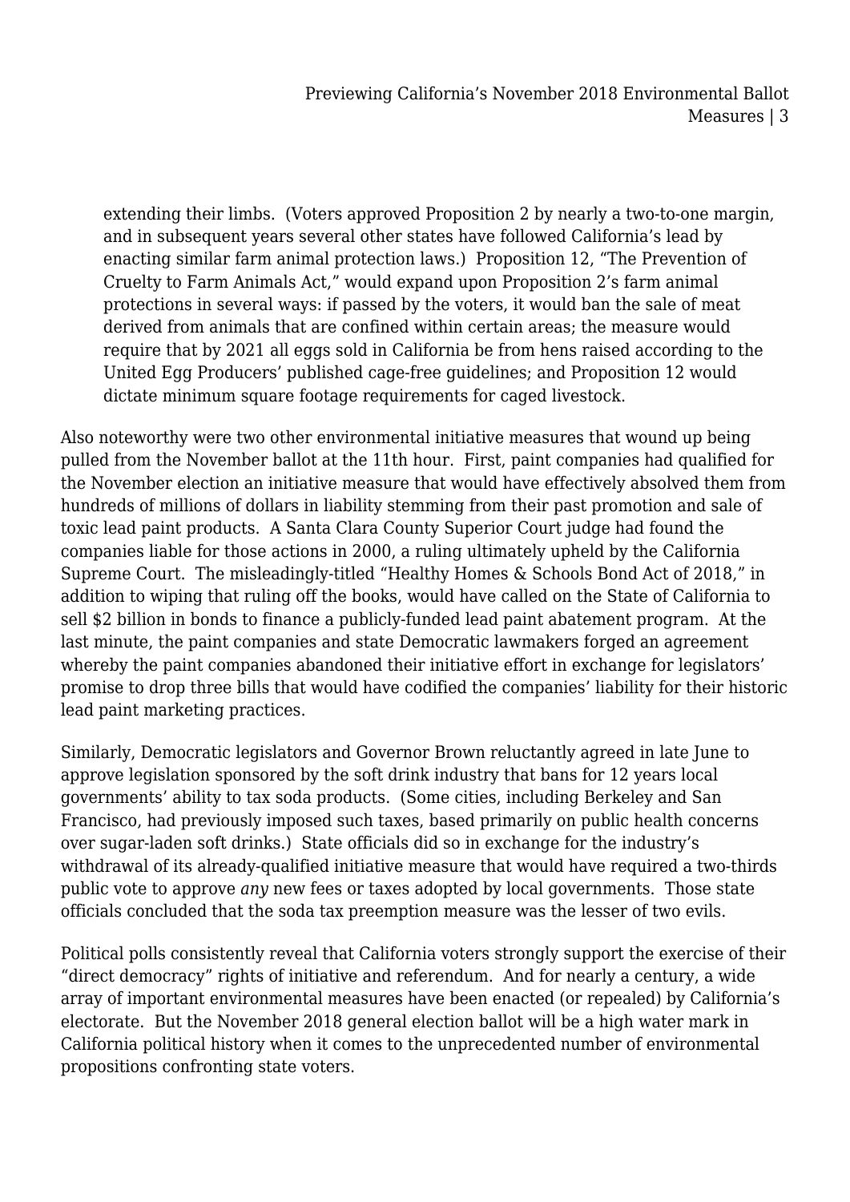extending their limbs. (Voters approved Proposition 2 by nearly a two-to-one margin, and in subsequent years several other states have followed California's lead by enacting similar farm animal protection laws.) Proposition 12, "The Prevention of Cruelty to Farm Animals Act," would expand upon Proposition 2's farm animal protections in several ways: if passed by the voters, it would ban the sale of meat derived from animals that are confined within certain areas; the measure would require that by 2021 all eggs sold in California be from hens raised according to the United Egg Producers' published cage-free guidelines; and Proposition 12 would dictate minimum square footage requirements for caged livestock.

Also noteworthy were two other environmental initiative measures that wound up being pulled from the November ballot at the 11th hour. First, paint companies had qualified for the November election an initiative measure that would have effectively absolved them from hundreds of millions of dollars in liability stemming from their past promotion and sale of toxic lead paint products. A Santa Clara County Superior Court judge had found the companies liable for those actions in 2000, a ruling ultimately upheld by the California Supreme Court. The misleadingly-titled "Healthy Homes & Schools Bond Act of 2018," in addition to wiping that ruling off the books, would have called on the State of California to sell $2 billion in bonds to finance a publicly-funded lead paint abatement program. At the last minute, the paint companies and state Democratic lawmakers forged an agreement whereby the paint companies abandoned their initiative effort in exchange for legislators' promise to drop three bills that would have codified the companies' liability for their historic lead paint marketing practices.

Similarly, Democratic legislators and Governor Brown reluctantly agreed in late June to approve legislation sponsored by the soft drink industry that bans for 12 years local governments' ability to tax soda products. (Some cities, including Berkeley and San Francisco, had previously imposed such taxes, based primarily on public health concerns over sugar-laden soft drinks.) State officials did so in exchange for the industry's withdrawal of its already-qualified initiative measure that would have required a two-thirds public vote to approve *any* new fees or taxes adopted by local governments. Those state officials concluded that the soda tax preemption measure was the lesser of two evils.

Political polls consistently reveal that California voters strongly support the exercise of their "direct democracy" rights of initiative and referendum. And for nearly a century, a wide array of important environmental measures have been enacted (or repealed) by California's electorate. But the November 2018 general election ballot will be a high water mark in California political history when it comes to the unprecedented number of environmental propositions confronting state voters.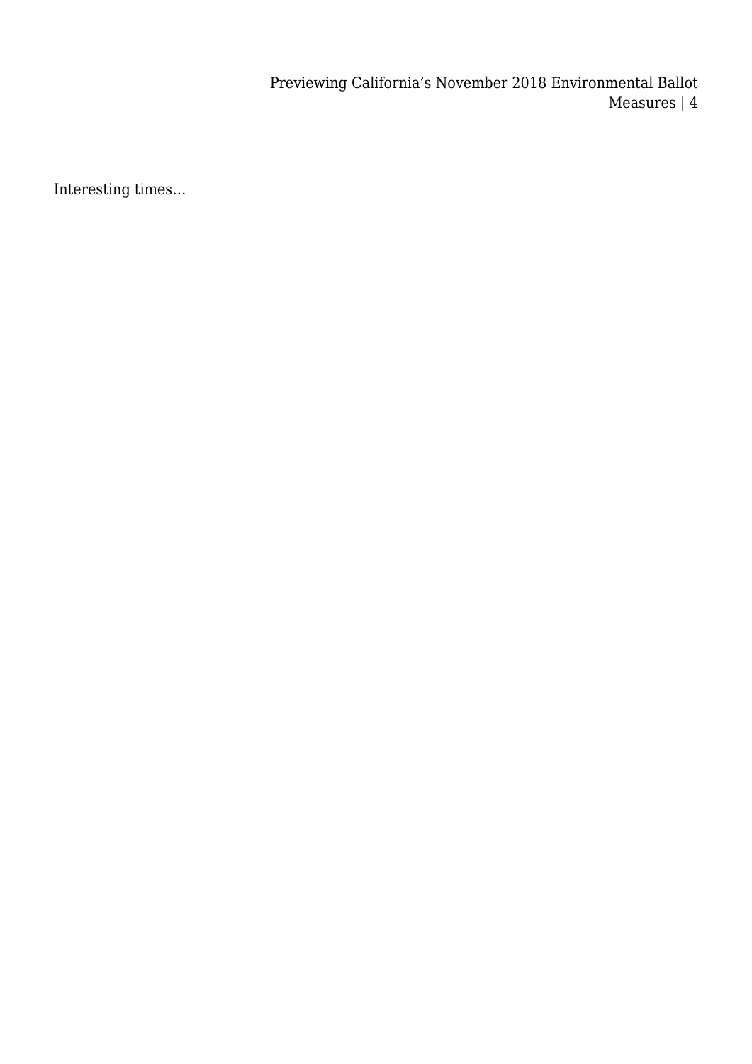Interesting times…